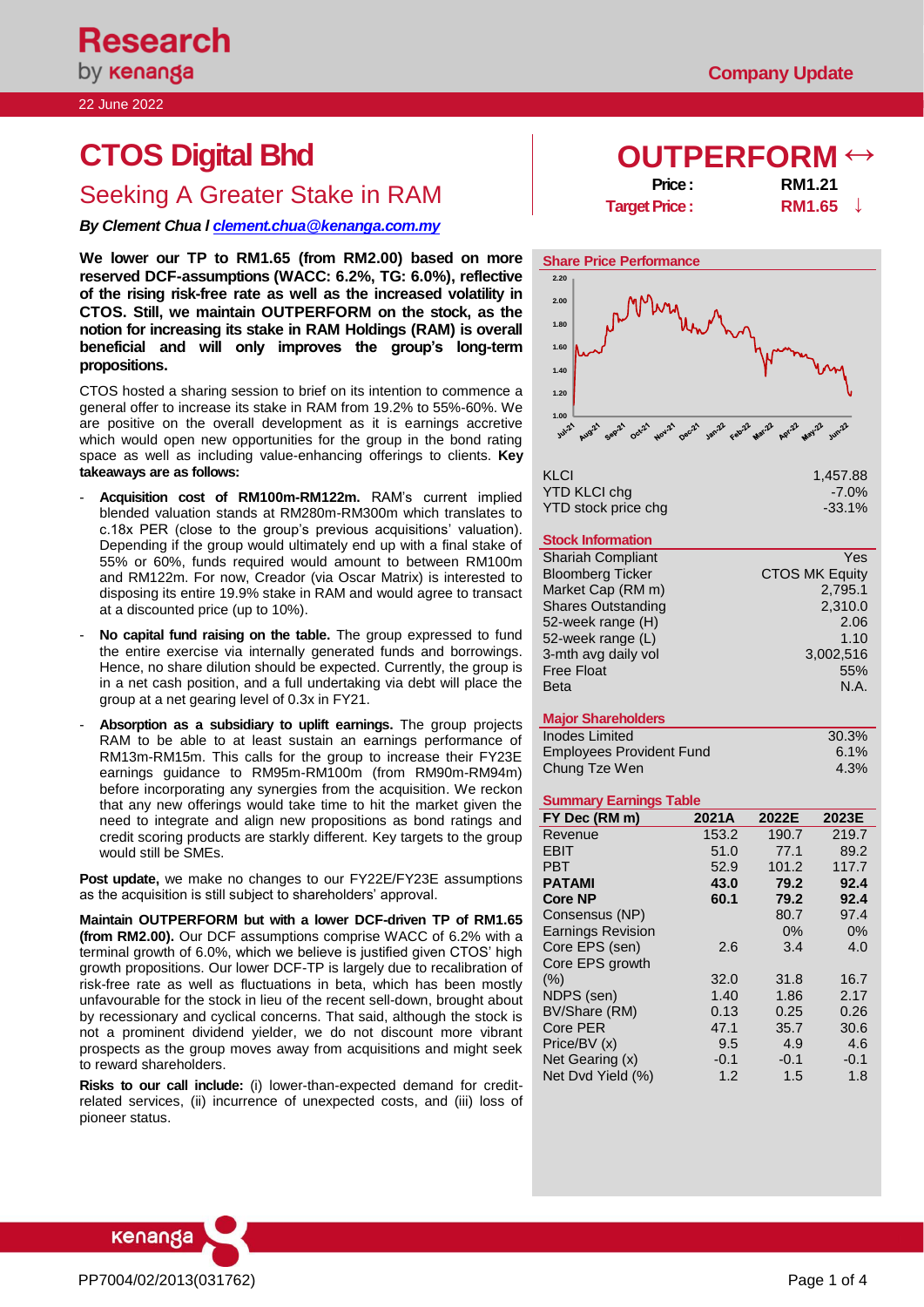Research by kenanga

Company Update

22 June 2022

# CTOS Digital Bhd

## Seeking A Greater Stake in RAM

***By Clement Chua I clement.chua@kenanga.com.my***

**OUTPERFORM ↔**

| | |
|---|---|
| **Price :** | **RM1.21** |
| **Target Price :** | **RM1.65 ↓** |

**We lower our TP to RM1.65 (from RM2.00) based on more reserved DCF-assumptions (WACC: 6.2%, TG: 6.0%), reflective of the rising risk-free rate as well as the increased volatility in CTOS. Still, we maintain OUTPERFORM on the stock, as the notion for increasing its stake in RAM Holdings (RAM) is overall beneficial and will only improves the group's long-term propositions.**

CTOS hosted a sharing session to brief on its intention to commence a general offer to increase its stake in RAM from 19.2% to 55%-60%. We are positive on the overall development as it is earnings accretive which would open new opportunities for the group in the bond rating space as well as including value-enhancing offerings to clients. **Key takeaways are as follows:**

- **Acquisition cost of RM100m-RM122m.** RAM's current implied blended valuation stands at RM280m-RM300m which translates to c.18x PER (close to the group's previous acquisitions' valuation). Depending if the group would ultimately end up with a final stake of 55% or 60%, funds required would amount to between RM100m and RM122m. For now, Creador (via Oscar Matrix) is interested to disposing its entire 19.9% stake in RAM and would agree to transact at a discounted price (up to 10%).
- **No capital fund raising on the table.** The group expressed to fund the entire exercise via internally generated funds and borrowings. Hence, no share dilution should be expected. Currently, the group is in a net cash position, and a full undertaking via debt will place the group at a net gearing level of 0.3x in FY21.
- **Absorption as a subsidiary to uplift earnings.** The group projects RAM to be able to at least sustain an earnings performance of RM13m-RM15m. This calls for the group to increase their FY23E earnings guidance to RM95m-RM100m (from RM90m-RM94m) before incorporating any synergies from the acquisition. We reckon that any new offerings would take time to hit the market given the need to integrate and align new propositions as bond ratings and credit scoring products are starkly different. Key targets to the group would still be SMEs.

**Post update,** we make no changes to our FY22E/FY23E assumptions as the acquisition is still subject to shareholders' approval.

**Maintain OUTPERFORM but with a lower DCF-driven TP of RM1.65 (from RM2.00).** Our DCF assumptions comprise WACC of 6.2% with a terminal growth of 6.0%, which we believe is justified given CTOS' high growth propositions. Our lower DCF-TP is largely due to recalibration of risk-free rate as well as fluctuations in beta, which has been mostly unfavourable for the stock in lieu of the recent sell-down, brought about by recessionary and cyclical concerns. That said, although the stock is not a prominent dividend yielder, we do not discount more vibrant prospects as the group moves away from acquisitions and might seek to reward shareholders.

**Risks to our call include:** (i) lower-than-expected demand for credit-related services, (ii) incurrence of unexpected costs, and (iii) loss of pioneer status.

### Share Price Performance

| | |
|---|---|
| KLCI | 1,457.88 |
| YTD KLCI chg | -7.0% |
| YTD stock price chg | -33.1% |

### Stock Information

| | |
|---|---|
| Shariah Compliant | Yes |
| Bloomberg Ticker | CTOS MK Equity |
| Market Cap (RM m) | 2,795.1 |
| Shares Outstanding | 2,310.0 |
| 52-week range (H) | 2.06 |
| 52-week range (L) | 1.10 |
| 3-mth avg daily vol | 3,002,516 |
| Free Float | 55% |
| Beta | N.A. |

### Major Shareholders

| | |
|---|---|
| Inodes Limited | 30.3% |
| Employees Provident Fund | 6.1% |
| Chung Tze Wen | 4.3% |

### Summary Earnings Table

| FY Dec (RM m) | 2021A | 2022E | 2023E |
|---|---|---|---|
| Revenue | 153.2 | 190.7 | 219.7 |
| EBIT | 51.0 | 77.1 | 89.2 |
| PBT | 52.9 | 101.2 | 117.7 |
| **PATAMI** | **43.0** | **79.2** | **92.4** |
| **Core NP** | **60.1** | **79.2** | **92.4** |
| Consensus (NP) | | 80.7 | 97.4 |
| Earnings Revision | | 0% | 0% |
| Core EPS (sen) | 2.6 | 3.4 | 4.0 |
| Core EPS growth (%) | 32.0 | 31.8 | 16.7 |
| NDPS (sen) | 1.40 | 1.86 | 2.17 |
| BV/Share (RM) | 0.13 | 0.25 | 0.26 |
| Core PER | 47.1 | 35.7 | 30.6 |
| Price/BV (x) | 9.5 | 4.9 | 4.6 |
| Net Gearing (x) | -0.1 | -0.1 | -0.1 |
| Net Dvd Yield (%) | 1.2 | 1.5 | 1.8 |

PP7004/02/2013(031762)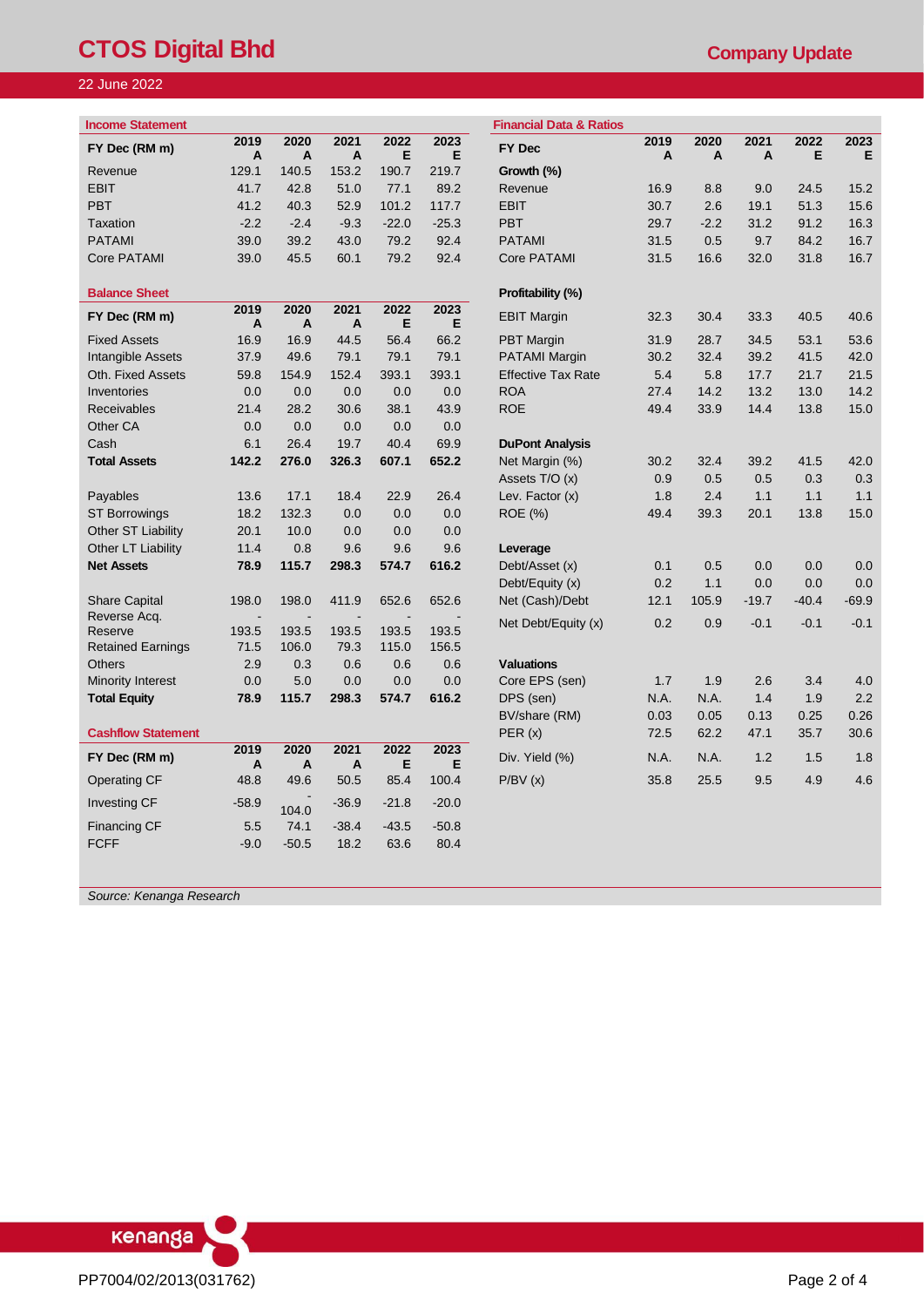# CTOS Digital Bhd

**Company Update**

22 June 2022

## Income Statement

| FY Dec (RM m) | 2019 A | 2020 A | 2021 A | 2022 E | 2023 E |
|---|---|---|---|---|---|
| Revenue | 129.1 | 140.5 | 153.2 | 190.7 | 219.7 |
| EBIT | 41.7 | 42.8 | 51.0 | 77.1 | 89.2 |
| PBT | 41.2 | 40.3 | 52.9 | 101.2 | 117.7 |
| Taxation | -2.2 | -2.4 | -9.3 | -22.0 | -25.3 |
| PATAMI | 39.0 | 39.2 | 43.0 | 79.2 | 92.4 |
| Core PATAMI | 39.0 | 45.5 | 60.1 | 79.2 | 92.4 |

## Balance Sheet

| FY Dec (RM m) | 2019 A | 2020 A | 2021 A | 2022 E | 2023 E |
|---|---|---|---|---|---|
| Fixed Assets | 16.9 | 16.9 | 44.5 | 56.4 | 66.2 |
| Intangible Assets | 37.9 | 49.6 | 79.1 | 79.1 | 79.1 |
| Oth. Fixed Assets | 59.8 | 154.9 | 152.4 | 393.1 | 393.1 |
| Inventories | 0.0 | 0.0 | 0.0 | 0.0 | 0.0 |
| Receivables | 21.4 | 28.2 | 30.6 | 38.1 | 43.9 |
| Other CA | 0.0 | 0.0 | 0.0 | 0.0 | 0.0 |
| Cash | 6.1 | 26.4 | 19.7 | 40.4 | 69.9 |
| **Total Assets** | **142.2** | **276.0** | **326.3** | **607.1** | **652.2** |
| Payables | 13.6 | 17.1 | 18.4 | 22.9 | 26.4 |
| ST Borrowings | 18.2 | 132.3 | 0.0 | 0.0 | 0.0 |
| Other ST Liability | 20.1 | 10.0 | 0.0 | 0.0 | 0.0 |
| Other LT Liability | 11.4 | 0.8 | 9.6 | 9.6 | 9.6 |
| **Net Assets** | **78.9** | **115.7** | **298.3** | **574.7** | **616.2** |
| Share Capital | 198.0 | 198.0 | 411.9 | 652.6 | 652.6 |
| Reverse Acq. Reserve | -193.5 | -193.5 | -193.5 | -193.5 | -193.5 |
| Retained Earnings | 71.5 | 106.0 | 79.3 | 115.0 | 156.5 |
| Others | 2.9 | 0.3 | 0.6 | 0.6 | 0.6 |
| Minority Interest | 0.0 | 5.0 | 0.0 | 0.0 | 0.0 |
| **Total Equity** | **78.9** | **115.7** | **298.3** | **574.7** | **616.2** |

## Cashflow Statement

| FY Dec (RM m) | 2019 A | 2020 A | 2021 A | 2022 E | 2023 E |
|---|---|---|---|---|---|
| Operating CF | 48.8 | 49.6 | 50.5 | 85.4 | 100.4 |
| Investing CF | -58.9 | -104.0 | -36.9 | -21.8 | -20.0 |
| Financing CF | 5.5 | 74.1 | -38.4 | -43.5 | -50.8 |
| FCFF | -9.0 | -50.5 | 18.2 | 63.6 | 80.4 |

## Financial Data & Ratios

| FY Dec | 2019 A | 2020 A | 2021 A | 2022 E | 2023 E |
|---|---|---|---|---|---|
| **Growth (%)** | | | | | |
| Revenue | 16.9 | 8.8 | 9.0 | 24.5 | 15.2 |
| EBIT | 30.7 | 2.6 | 19.1 | 51.3 | 15.6 |
| PBT | 29.7 | -2.2 | 31.2 | 91.2 | 16.3 |
| PATAMI | 31.5 | 0.5 | 9.7 | 84.2 | 16.7 |
| Core PATAMI | 31.5 | 16.6 | 32.0 | 31.8 | 16.7 |
| **Profitability (%)** | | | | | |
| EBIT Margin | 32.3 | 30.4 | 33.3 | 40.5 | 40.6 |
| PBT Margin | 31.9 | 28.7 | 34.5 | 53.1 | 53.6 |
| PATAMI Margin | 30.2 | 32.4 | 39.2 | 41.5 | 42.0 |
| Effective Tax Rate | 5.4 | 5.8 | 17.7 | 21.7 | 21.5 |
| ROA | 27.4 | 14.2 | 13.2 | 13.0 | 14.2 |
| ROE | 49.4 | 33.9 | 14.4 | 13.8 | 15.0 |
| **DuPont Analysis** | | | | | |
| Net Margin (%) | 30.2 | 32.4 | 39.2 | 41.5 | 42.0 |
| Assets T/O (x) | 0.9 | 0.5 | 0.5 | 0.3 | 0.3 |
| Lev. Factor (x) | 1.8 | 2.4 | 1.1 | 1.1 | 1.1 |
| ROE (%) | 49.4 | 39.3 | 20.1 | 13.8 | 15.0 |
| **Leverage** | | | | | |
| Debt/Asset (x) | 0.1 | 0.5 | 0.0 | 0.0 | 0.0 |
| Debt/Equity (x) | 0.2 | 1.1 | 0.0 | 0.0 | 0.0 |
| Net (Cash)/Debt | 12.1 | 105.9 | -19.7 | -40.4 | -69.9 |
| Net Debt/Equity (x) | 0.2 | 0.9 | -0.1 | -0.1 | -0.1 |
| **Valuations** | | | | | |
| Core EPS (sen) | 1.7 | 1.9 | 2.6 | 3.4 | 4.0 |
| DPS (sen) | N.A. | N.A. | 1.4 | 1.9 | 2.2 |
| BV/share (RM) | 0.03 | 0.05 | 0.13 | 0.25 | 0.26 |
| PER (x) | 72.5 | 62.2 | 47.1 | 35.7 | 30.6 |
| Div. Yield (%) | N.A. | N.A. | 1.2 | 1.5 | 1.8 |
| P/BV (x) | 35.8 | 25.5 | 9.5 | 4.9 | 4.6 |

*Source: Kenanga Research*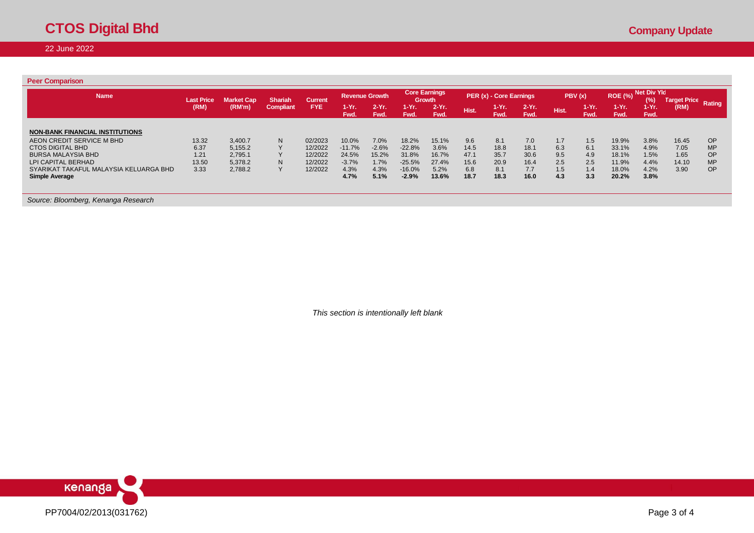## Peer Comparison

| Name | Last Price (RM) | Market Cap (RM'm) | Shariah Compliant | Current FYE | Revenue Growth | | Core Earnings Growth | | PER (x) - Core Earnings | | | PBV (x) | | ROE (%) | Net Div Yld (%) | Target Price (RM) | Rating |
|---|---|---|---|---|---|---|---|---|---|---|---|---|---|---|---|---|---|
| | | | | | 1-Yr. Fwd. | 2-Yr. Fwd. | 1-Yr. Fwd. | 2-Yr. Fwd. | Hist. | 1-Yr. Fwd. | 2-Yr. Fwd. | Hist. | 1-Yr. Fwd. | 1-Yr. Fwd. | 1-Yr. Fwd. | | |
| **NON-BANK FINANCIAL INSTITUTIONS** | | | | | | | | | | | | | | | | | |
| AEON CREDIT SERVICE M BHD | 13.32 | 3,400.7 | N | 02/2023 | 10.0% | 7.0% | 18.2% | 15.1% | 9.6 | 8.1 | 7.0 | 1.7 | 1.5 | 19.9% | 3.8% | 16.45 | OP |
| CTOS DIGITAL BHD | 6.37 | 5,155.2 | Y | 12/2022 | -11.7% | -2.6% | -22.8% | 3.6% | 14.5 | 18.8 | 18.1 | 6.3 | 6.1 | 33.1% | 4.9% | 7.05 | MP |
| BURSA MALAYSIA BHD | 1.21 | 2,795.1 | Y | 12/2022 | 24.5% | 15.2% | 31.8% | 16.7% | 47.1 | 35.7 | 30.6 | 9.5 | 4.9 | 18.1% | 1.5% | 1.65 | OP |
| LPI CAPITAL BERHAD | 13.50 | 5,378.2 | N | 12/2022 | -3.7% | 1.7% | -25.5% | 27.4% | 15.6 | 20.9 | 16.4 | 2.5 | 2.5 | 11.9% | 4.4% | 14.10 | MP |
| SYARIKAT TAKAFUL MALAYSIA KELUARGA BHD | 3.33 | 2,788.2 | Y | 12/2022 | 4.3% | 4.3% | -16.0% | 5.2% | 6.8 | 8.1 | 7.7 | 1.5 | 1.4 | 18.0% | 4.2% | 3.90 | OP |
| **Simple Average** | | | | | **4.7%** | **5.1%** | **-2.9%** | **13.6%** | **18.7** | **18.3** | **16.0** | **4.3** | **3.3** | **20.2%** | **3.8%** | | |

*Source: Bloomberg, Kenanga Research*

*This section is intentionally left blank*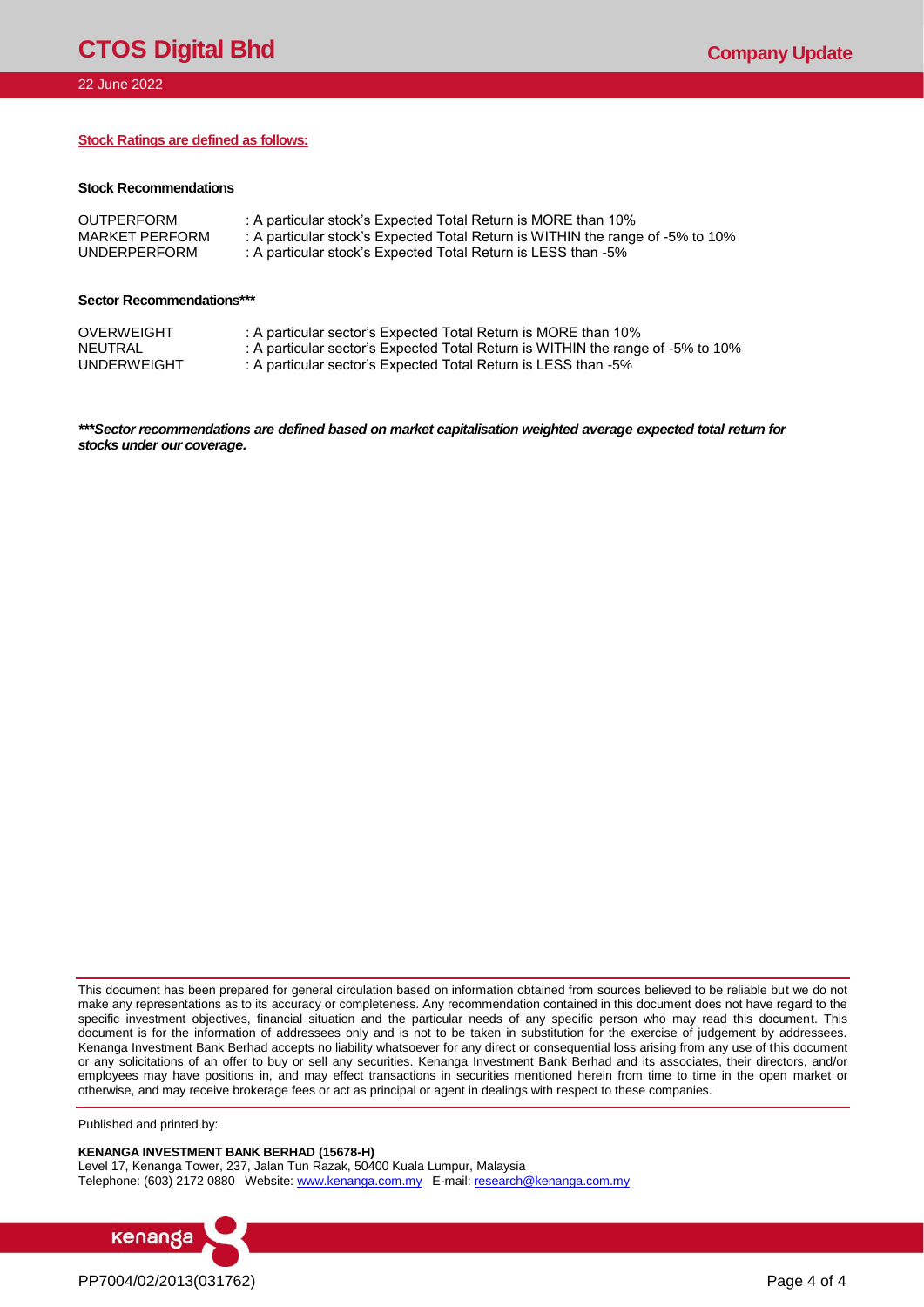**Stock Ratings are defined as follows:**

**Stock Recommendations**

| | |
|---|---|
| OUTPERFORM | : A particular stock's Expected Total Return is MORE than 10% |
| MARKET PERFORM | : A particular stock's Expected Total Return is WITHIN the range of -5% to 10% |
| UNDERPERFORM | : A particular stock's Expected Total Return is LESS than -5% |

**Sector Recommendations*****

| | |
|---|---|
| OVERWEIGHT | : A particular sector's Expected Total Return is MORE than 10% |
| NEUTRAL | : A particular sector's Expected Total Return is WITHIN the range of -5% to 10% |
| UNDERWEIGHT | : A particular sector's Expected Total Return is LESS than -5% |

***\*\*\*Sector recommendations are defined based on market capitalisation weighted average expected total return for stocks under our coverage.***

This document has been prepared for general circulation based on information obtained from sources believed to be reliable but we do not make any representations as to its accuracy or completeness. Any recommendation contained in this document does not have regard to the specific investment objectives, financial situation and the particular needs of any specific person who may read this document. This document is for the information of addressees only and is not to be taken in substitution for the exercise of judgement by addressees. Kenanga Investment Bank Berhad accepts no liability whatsoever for any direct or consequential loss arising from any use of this document or any solicitations of an offer to buy or sell any securities. Kenanga Investment Bank Berhad and its associates, their directors, and/or employees may have positions in, and may effect transactions in securities mentioned herein from time to time in the open market or otherwise, and may receive brokerage fees or act as principal or agent in dealings with respect to these companies.

Published and printed by:

**KENANGA INVESTMENT BANK BERHAD (15678-H)**
Level 17, Kenanga Tower, 237, Jalan Tun Razak, 50400 Kuala Lumpur, Malaysia
Telephone: (603) 2172 0880 Website: www.kenanga.com.my E-mail: research@kenanga.com.my

PP7004/02/2013(031762)